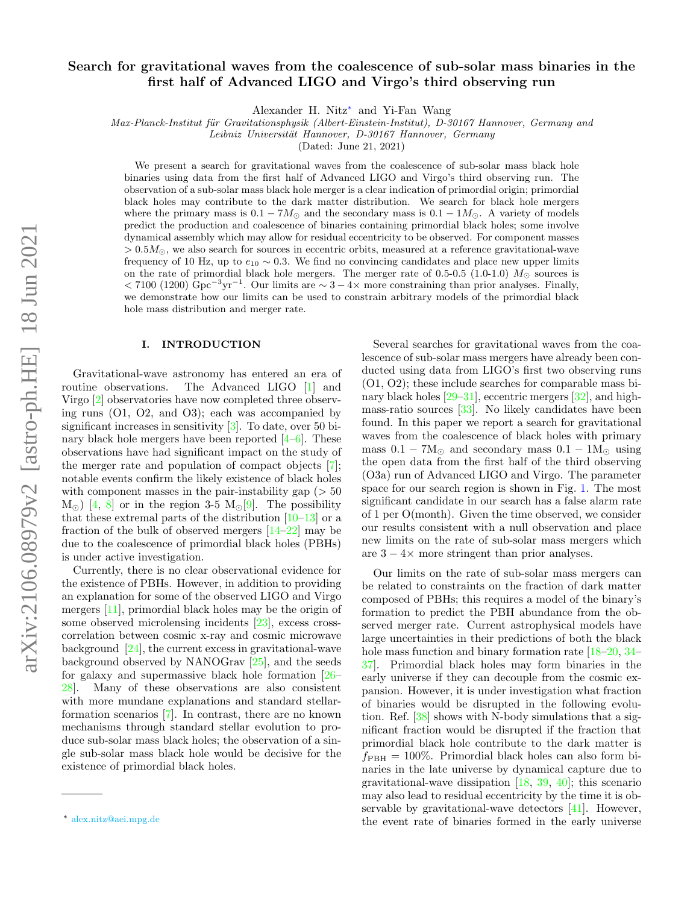# Search for gravitational waves from the coalescence of sub-solar mass binaries in the first half of Advanced LIGO and Virgo's third observing run

Alexander H. Nitz* and Yi-Fan Wang

*Max-Planck-Institut für Gravitationsphysik (Albert-Einstein-Institut), D-30167 Hannover, Germany and Leibniz Universität Hannover, D-30167 Hannover, Germany*

(Dated: June 21, 2021)

We present a search for gravitational waves from the coalescence of sub-solar mass black hole binaries using data from the first half of Advanced LIGO and Virgo's third observing run. The observation of a sub-solar mass black hole merger is a clear indication of primordial origin; primordial black holes may contribute to the dark matter distribution. We search for black hole mergers where the primary mass is $0.1-7M_{\odot}$ and the secondary mass is $0.1-1M_{\odot}$. A variety of models predict the production and coalescence of binaries containing primordial black holes; some involve dynamical assembly which may allow for residual eccentricity to be observed. For component masses $>0.5M_{\odot}$, we also search for sources in eccentric orbits, measured at a reference gravitational-wave frequency of 10 Hz, up to $e_{10}\sim 0.3$. We find no convincing candidates and place new upper limits on the rate of primordial black hole mergers. The merger rate of 0.5-0.5 (1.0-1.0) $M_{\odot}$ sources is $<7100$ (1200) $\mathrm{Gpc}^{-3}\mathrm{yr}^{-1}$. Our limits are $\sim 3-4\times$ more constraining than prior analyses. Finally, we demonstrate how our limits can be used to constrain arbitrary models of the primordial black hole mass distribution and merger rate.

## I. INTRODUCTION

Gravitational-wave astronomy has entered an era of routine observations. The Advanced LIGO [1] and Virgo [2] observatories have now completed three observing runs (O1, O2, and O3); each was accompanied by significant increases in sensitivity [3]. To date, over 50 binary black hole mergers have been reported [4–6]. These observations have had significant impact on the study of the merger rate and population of compact objects [7]; notable events confirm the likely existence of black holes with component masses in the pair-instability gap ($>50$ $\mathrm{M}_{\odot}$) [4, 8] or in the region 3-5 $\mathrm{M}_{\odot}$[9]. The possibility that these extremal parts of the distribution [10–13] or a fraction of the bulk of observed mergers [14–22] may be due to the coalescence of primordial black holes (PBHs) is under active investigation.

Currently, there is no clear observational evidence for the existence of PBHs. However, in addition to providing an explanation for some of the observed LIGO and Virgo mergers [11], primordial black holes may be the origin of some observed microlensing incidents [23], excess cross-correlation between cosmic x-ray and cosmic microwave background [24], the current excess in gravitational-wave background observed by NANOGrav [25], and the seeds for galaxy and supermassive black hole formation [26–28]. Many of these observations are also consistent with more mundane explanations and standard stellar-formation scenarios [7]. In contrast, there are no known mechanisms through standard stellar evolution to produce sub-solar mass black holes; the observation of a single sub-solar mass black hole would be decisive for the existence of primordial black holes.

Several searches for gravitational waves from the coalescence of sub-solar mass mergers have already been conducted using data from LIGO's first two observing runs (O1, O2); these include searches for comparable mass binary black holes [29–31], eccentric mergers [32], and high-mass-ratio sources [33]. No likely candidates have been found. In this paper we report a search for gravitational waves from the coalescence of black holes with primary mass $0.1-7\mathrm{M}_{\odot}$ and secondary mass $0.1-1\mathrm{M}_{\odot}$ using the open data from the first half of the third observing (O3a) run of Advanced LIGO and Virgo. The parameter space for our search region is shown in Fig. 1. The most significant candidate in our search has a false alarm rate of 1 per O(month). Given the time observed, we consider our results consistent with a null observation and place new limits on the rate of sub-solar mass mergers which are $3-4\times$ more stringent than prior analyses.

Our limits on the rate of sub-solar mass mergers can be related to constraints on the fraction of dark matter composed of PBHs; this requires a model of the binary's formation to predict the PBH abundance from the observed merger rate. Current astrophysical models have large uncertainties in their predictions of both the black hole mass function and binary formation rate [18–20, 34–37]. Primordial black holes may form binaries in the early universe if they can decouple from the cosmic expansion. However, it is under investigation what fraction of binaries would be disrupted in the following evolution. Ref. [38] shows with N-body simulations that a significant fraction would be disrupted if the fraction that primordial black hole contribute to the dark matter is $f_{\mathrm{PBH}}=100\%$. Primordial black holes can also form binaries in the late universe by dynamical capture due to gravitational-wave dissipation [18, 39, 40]; this scenario may also lead to residual eccentricity by the time it is observable by gravitational-wave detectors [41]. However, the event rate of binaries formed in the early universe

---

* alex.nitz@aei.mpg.de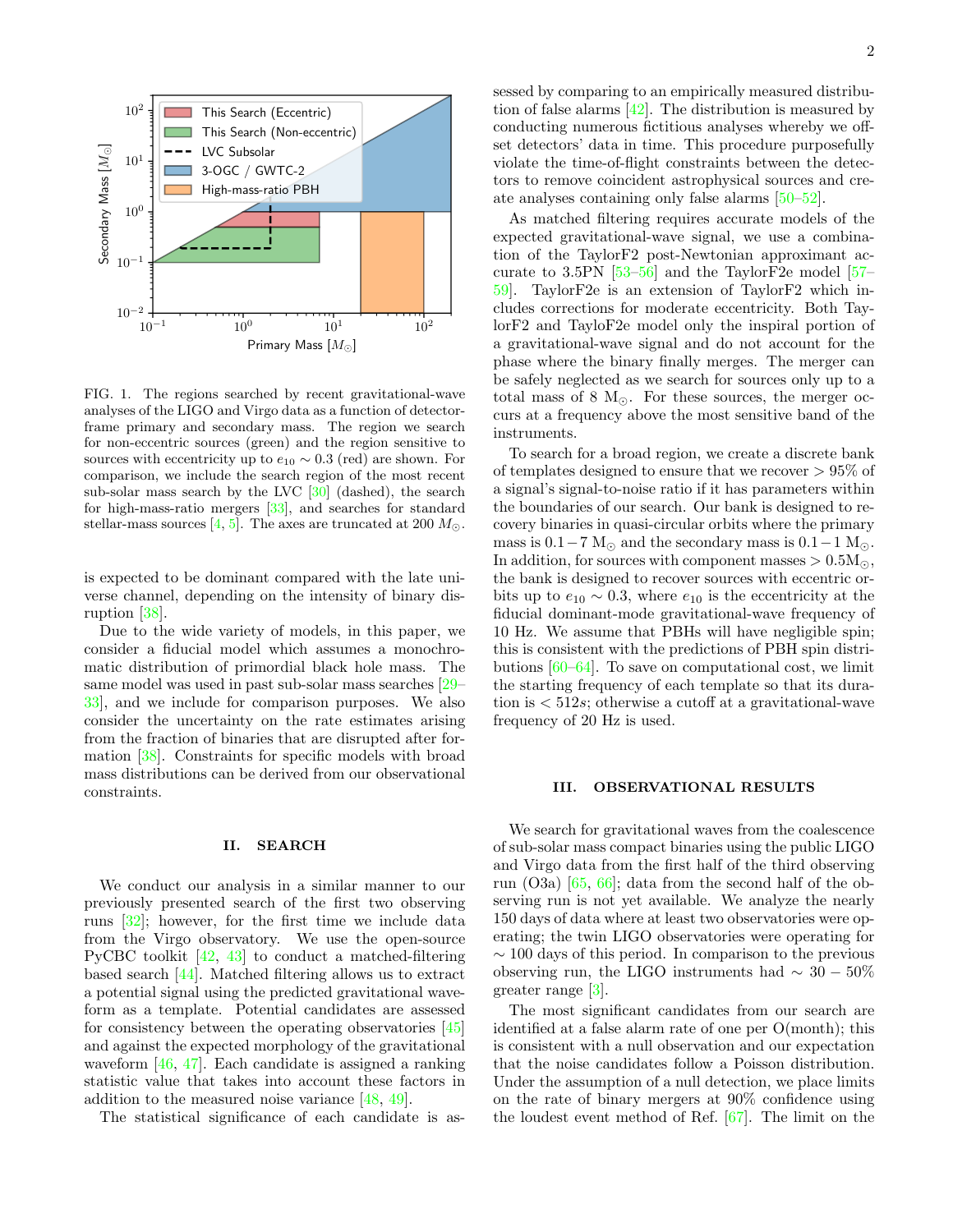FIG. 1. The regions searched by recent gravitational-wave analyses of the LIGO and Virgo data as a function of detector-frame primary and secondary mass. The region we search for non-eccentric sources (green) and the region sensitive to sources with eccentricity up to $e_{10} \sim 0.3$ (red) are shown. For comparison, we include the search region of the most recent sub-solar mass search by the LVC [30] (dashed), the search for high-mass-ratio mergers [33], and searches for standard stellar-mass sources [4, 5]. The axes are truncated at 200 $M_{\odot}$.

is expected to be dominant compared with the late universe channel, depending on the intensity of binary disruption [38].

Due to the wide variety of models, in this paper, we consider a fiducial model which assumes a monochromatic distribution of primordial black hole mass. The same model was used in past sub-solar mass searches [29–33], and we include for comparison purposes. We also consider the uncertainty on the rate estimates arising from the fraction of binaries that are disrupted after formation [38]. Constraints for specific models with broad mass distributions can be derived from our observational constraints.

## II. SEARCH

We conduct our analysis in a similar manner to our previously presented search of the first two observing runs [32]; however, for the first time we include data from the Virgo observatory. We use the open-source PyCBC toolkit [42, 43] to conduct a matched-filtering based search [44]. Matched filtering allows us to extract a potential signal using the predicted gravitational waveform as a template. Potential candidates are assessed for consistency between the operating observatories [45] and against the expected morphology of the gravitational waveform [46, 47]. Each candidate is assigned a ranking statistic value that takes into account these factors in addition to the measured noise variance [48, 49].

The statistical significance of each candidate is assessed by comparing to an empirically measured distribution of false alarms [42]. The distribution is measured by conducting numerous fictitious analyses whereby we offset detectors' data in time. This procedure purposefully violate the time-of-flight constraints between the detectors to remove coincident astrophysical sources and create analyses containing only false alarms [50–52].

As matched filtering requires accurate models of the expected gravitational-wave signal, we use a combination of the TaylorF2 post-Newtonian approximant accurate to 3.5PN [53–56] and the TaylorF2e model [57–59]. TaylorF2e is an extension of TaylorF2 which includes corrections for moderate eccentricity. Both TaylorF2 and TayloF2e model only the inspiral portion of a gravitational-wave signal and do not account for the phase where the binary finally merges. The merger can be safely neglected as we search for sources only up to a total mass of 8 $M_{\odot}$. For these sources, the merger occurs at a frequency above the most sensitive band of the instruments.

To search for a broad region, we create a discrete bank of templates designed to ensure that we recover $> 95\%$ of a signal's signal-to-noise ratio if it has parameters within the boundaries of our search. Our bank is designed to recovery binaries in quasi-circular orbits where the primary mass is $0.1-7$ $M_{\odot}$ and the secondary mass is $0.1-1$ $M_{\odot}$. In addition, for sources with component masses $> 0.5 M_{\odot}$, the bank is designed to recover sources with eccentric orbits up to $e_{10} \sim 0.3$, where $e_{10}$ is the eccentricity at the fiducial dominant-mode gravitational-wave frequency of 10 Hz. We assume that PBHs will have negligible spin; this is consistent with the predictions of PBH spin distributions [60–64]. To save on computational cost, we limit the starting frequency of each template so that its duration is $< 512s$; otherwise a cutoff at a gravitational-wave frequency of 20 Hz is used.

## III. OBSERVATIONAL RESULTS

We search for gravitational waves from the coalescence of sub-solar mass compact binaries using the public LIGO and Virgo data from the first half of the third observing run (O3a) [65, 66]; data from the second half of the observing run is not yet available. We analyze the nearly 150 days of data where at least two observatories were operating; the twin LIGO observatories were operating for $\sim 100$ days of this period. In comparison to the previous observing run, the LIGO instruments had $\sim 30-50\%$ greater range [3].

The most significant candidates from our search are identified at a false alarm rate of one per O(month); this is consistent with a null observation and our expectation that the noise candidates follow a Poisson distribution. Under the assumption of a null detection, we place limits on the rate of binary mergers at 90% confidence using the loudest event method of Ref. [67]. The limit on the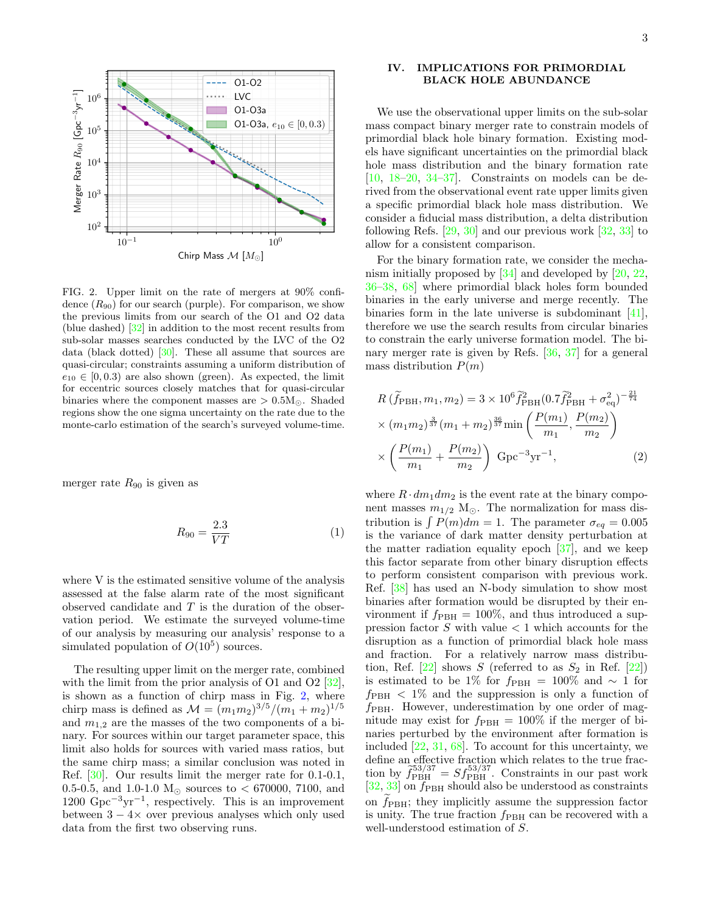FIG. 2. Upper limit on the rate of mergers at 90% confidence ($R_{90}$) for our search (purple). For comparison, we show the previous limits from our search of the O1 and O2 data (blue dashed) [32] in addition to the most recent results from sub-solar masses searches conducted by the LVC of the O2 data (black dotted) [30]. These all assume that sources are quasi-circular; constraints assuming a uniform distribution of $e_{10} \in [0, 0.3)$ are also shown (green). As expected, the limit for eccentric sources closely matches that for quasi-circular binaries where the component masses are $> 0.5\mathrm{M}_{\odot}$. Shaded regions show the one sigma uncertainty on the rate due to the monte-carlo estimation of the search's surveyed volume-time.

merger rate $R_{90}$ is given as

$$R_{90} = \frac{2.3}{VT} \tag{1}$$

where V is the estimated sensitive volume of the analysis assessed at the false alarm rate of the most significant observed candidate and $T$ is the duration of the observation period. We estimate the surveyed volume-time of our analysis by measuring our analysis' response to a simulated population of $O(10^5)$ sources.

The resulting upper limit on the merger rate, combined with the limit from the prior analysis of O1 and O2 [32], is shown as a function of chirp mass in Fig. 2, where chirp mass is defined as $\mathcal{M} = (m_1 m_2)^{3/5}/(m_1 + m_2)^{1/5}$ and $m_{1,2}$ are the masses of the two components of a binary. For sources within our target parameter space, this limit also holds for sources with varied mass ratios, but the same chirp mass; a similar conclusion was noted in Ref. [30]. Our results limit the merger rate for 0.1-0.1, 0.5-0.5, and 1.0-1.0 $\mathrm{M}_{\odot}$ sources to $< 670000$, 7100, and 1200 $\mathrm{Gpc}^{-3}\mathrm{yr}^{-1}$, respectively. This is an improvement between $3 - 4\times$ over previous analyses which only used data from the first two observing runs.

## IV. IMPLICATIONS FOR PRIMORDIAL BLACK HOLE ABUNDANCE

We use the observational upper limits on the sub-solar mass compact binary merger rate to constrain models of primordial black hole binary formation. Existing models have significant uncertainties on the primordial black hole mass distribution and the binary formation rate [10, 18–20, 34–37]. Constraints on models can be derived from the observational event rate upper limits given a specific primordial black hole mass distribution. We consider a fiducial mass distribution, a delta distribution following Refs. [29, 30] and our previous work [32, 33] to allow for a consistent comparison.

For the binary formation rate, we consider the mechanism initially proposed by [34] and developed by [20, 22, 36–38, 68] where primordial black holes form bounded binaries in the early universe and merge recently. The binaries form in the late universe is subdominant [41], therefore we use the search results from circular binaries to constrain the early universe formation model. The binary merger rate is given by Refs. [36, 37] for a general mass distribution $P(m)$

$$\begin{aligned}
&R\left(\widetilde{f}_{\mathrm{PBH}}, m_1, m_2\right) = 3 \times 10^6 \widetilde{f}_{\mathrm{PBH}}^2 (0.7 \widetilde{f}_{\mathrm{PBH}}^2 + \sigma_{\mathrm{eq}}^2)^{-\frac{21}{74}} \\
&\times (m_1 m_2)^{\frac{3}{37}} (m_1 + m_2)^{\frac{36}{37}} \min\left(\frac{P(m_1)}{m_1}, \frac{P(m_2)}{m_2}\right) \\
&\times \left(\frac{P(m_1)}{m_1} + \frac{P(m_2)}{m_2}\right) \ \mathrm{Gpc}^{-3}\mathrm{yr}^{-1},
\end{aligned} \tag{2}$$

where $R \cdot dm_1 dm_2$ is the event rate at the binary component masses $m_{1/2}$ $\mathrm{M}_{\odot}$. The normalization for mass distribution is $\int P(m)dm = 1$. The parameter $\sigma_{eq} = 0.005$ is the variance of dark matter density perturbation at the matter radiation equality epoch [37], and we keep this factor separate from other binary disruption effects to perform consistent comparison with previous work. Ref. [38] has used an N-body simulation to show most binaries after formation would be disrupted by their environment if $f_{\mathrm{PBH}} = 100\%$, and thus introduced a suppression factor $S$ with value $< 1$ which accounts for the disruption as a function of primordial black hole mass and fraction. For a relatively narrow mass distribution, Ref. [22] shows $S$ (referred to as $S_2$ in Ref. [22]) is estimated to be 1% for $f_{\mathrm{PBH}} = 100\%$ and $\sim 1$ for $f_{\mathrm{PBH}} < 1\%$ and the suppression is only a function of $f_{\mathrm{PBH}}$. However, underestimation by one order of magnitude may exist for $f_{\mathrm{PBH}} = 100\%$ if the merger of binaries perturbed by the environment after formation is included [22, 31, 68]. To account for this uncertainty, we define an effective fraction which relates to the true fraction by $\widetilde{f}_{\mathrm{PBH}}^{53/37} = S f_{\mathrm{PBH}}^{53/37}$. Constraints in our past work [32, 33] on $f_{\mathrm{PBH}}$ should also be understood as constraints on $\widetilde{f}_{\mathrm{PBH}}$; they implicitly assume the suppression factor is unity. The true fraction $f_{\mathrm{PBH}}$ can be recovered with a well-understood estimation of $S$.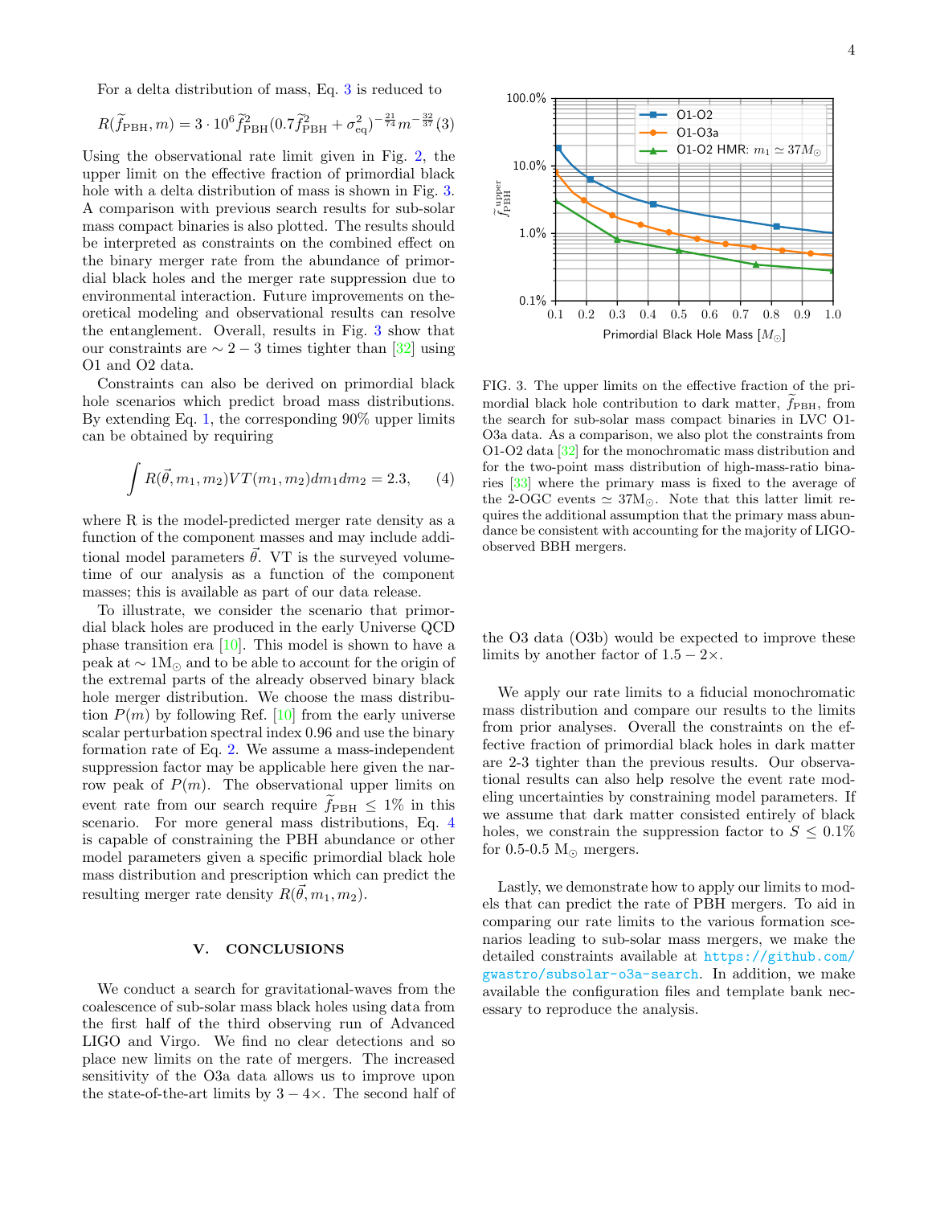For a delta distribution of mass, Eq. 3 is reduced to

$$R(\widetilde{f}_{\rm PBH}, m) = 3 \cdot 10^6 \widetilde{f}_{\rm PBH}^2 (0.7 \widetilde{f}_{\rm PBH}^2 + \sigma_{\rm eq}^2)^{-\frac{21}{74}} m^{-\frac{32}{37}} \quad (3)$$

Using the observational rate limit given in Fig. 2, the upper limit on the effective fraction of primordial black hole with a delta distribution of mass is shown in Fig. 3. A comparison with previous search results for sub-solar mass compact binaries is also plotted. The results should be interpreted as constraints on the combined effect on the binary merger rate from the abundance of primordial black holes and the merger rate suppression due to environmental interaction. Future improvements on theoretical modeling and observational results can resolve the entanglement. Overall, results in Fig. 3 show that our constraints are $\sim 2-3$ times tighter than [32] using O1 and O2 data.

Constraints can also be derived on primordial black hole scenarios which predict broad mass distributions. By extending Eq. 1, the corresponding 90% upper limits can be obtained by requiring

$$\int R(\vec{\theta}, m_1, m_2) VT(m_1, m_2) dm_1 dm_2 = 2.3, \quad (4)$$

where R is the model-predicted merger rate density as a function of the component masses and may include additional model parameters $\vec{\theta}$. VT is the surveyed volume-time of our analysis as a function of the component masses; this is available as part of our data release.

To illustrate, we consider the scenario that primordial black holes are produced in the early Universe QCD phase transition era [10]. This model is shown to have a peak at $\sim 1\text{M}_\odot$ and to be able to account for the origin of the extremal parts of the already observed binary black hole merger distribution. We choose the mass distribution $P(m)$ by following Ref. [10] from the early universe scalar perturbation spectral index 0.96 and use the binary formation rate of Eq. 2. We assume a mass-independent suppression factor may be applicable here given the narrow peak of $P(m)$. The observational upper limits on event rate from our search require $\widetilde{f}_{\rm PBH} \leq 1\%$ in this scenario. For more general mass distributions, Eq. 4 is capable of constraining the PBH abundance or other model parameters given a specific primordial black hole mass distribution and prescription which can predict the resulting merger rate density $R(\vec{\theta}, m_1, m_2)$.

FIG. 3. The upper limits on the effective fraction of the primordial black hole contribution to dark matter, $\widetilde{f}_{\rm PBH}$, from the search for sub-solar mass compact binaries in LVC O1-O3a data. As a comparison, we also plot the constraints from O1-O2 data [32] for the monochromatic mass distribution and for the two-point mass distribution of high-mass-ratio binaries [33] where the primary mass is fixed to the average of the 2-OGC events $\simeq 37\text{M}_\odot$. Note that this latter limit requires the additional assumption that the primary mass abundance be consistent with accounting for the majority of LIGO-observed BBH mergers.

## V. CONCLUSIONS

We conduct a search for gravitational-waves from the coalescence of sub-solar mass black holes using data from the first half of the third observing run of Advanced LIGO and Virgo. We find no clear detections and so place new limits on the rate of mergers. The increased sensitivity of the O3a data allows us to improve upon the state-of-the-art limits by $3-4\times$. The second half of the O3 data (O3b) would be expected to improve these limits by another factor of $1.5-2\times$.

We apply our rate limits to a fiducial monochromatic mass distribution and compare our results to the limits from prior analyses. Overall the constraints on the effective fraction of primordial black holes in dark matter are 2-3 tighter than the previous results. Our observational results can also help resolve the event rate modeling uncertainties by constraining model parameters. If we assume that dark matter consisted entirely of black holes, we constrain the suppression factor to $S \leq 0.1\%$ for 0.5-0.5 $\text{M}_\odot$ mergers.

Lastly, we demonstrate how to apply our limits to models that can predict the rate of PBH mergers. To aid in comparing our rate limits to the various formation scenarios leading to sub-solar mass mergers, we make the detailed constraints available at https://github.com/gwastro/subsolar-o3a-search. In addition, we make available the configuration files and template bank necessary to reproduce the analysis.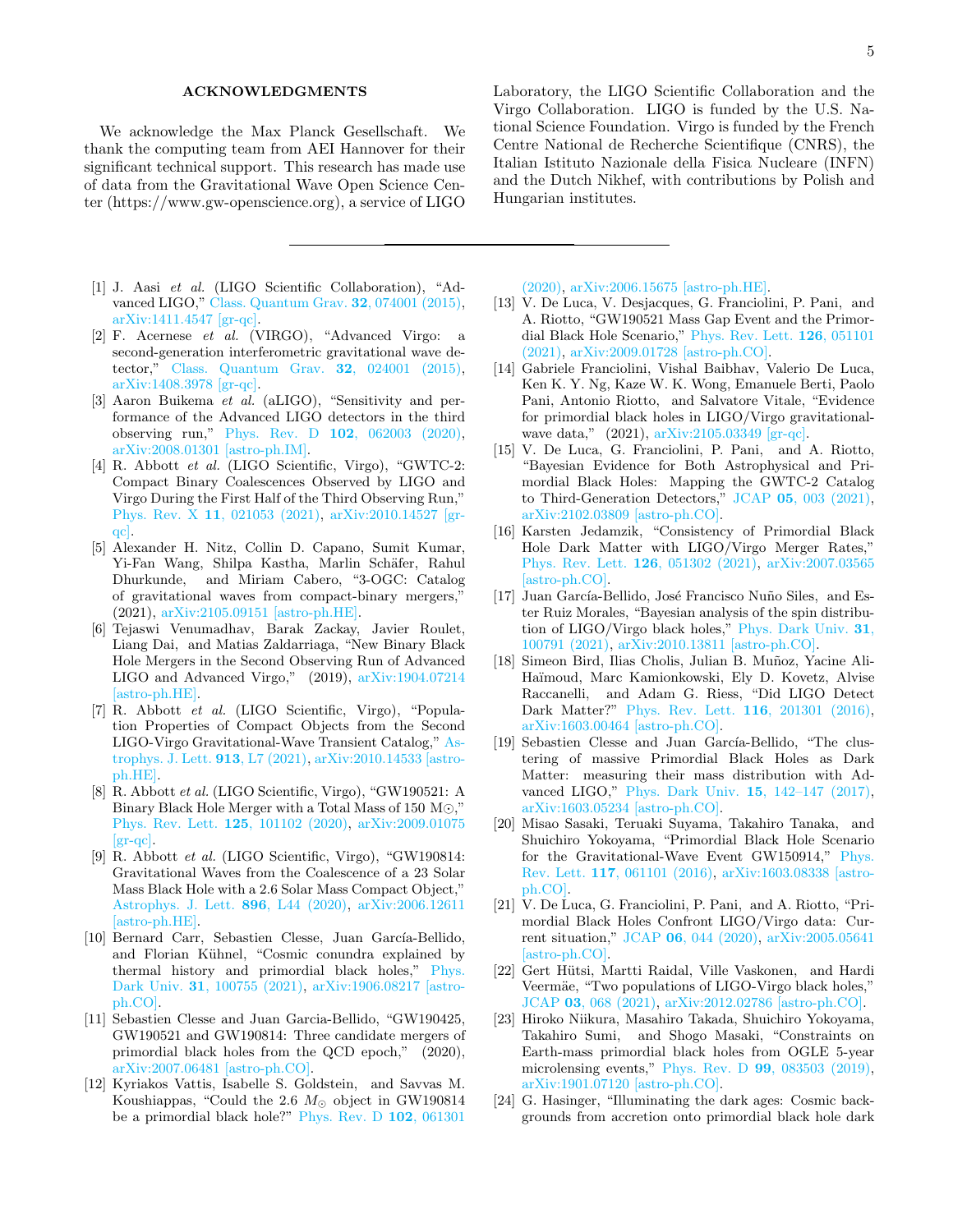## ACKNOWLEDGMENTS

We acknowledge the Max Planck Gesellschaft. We thank the computing team from AEI Hannover for their significant technical support. This research has made use of data from the Gravitational Wave Open Science Center (https://www.gw-openscience.org), a service of LIGO Laboratory, the LIGO Scientific Collaboration and the Virgo Collaboration. LIGO is funded by the U.S. National Science Foundation. Virgo is funded by the French Centre National de Recherche Scientifique (CNRS), the Italian Istituto Nazionale della Fisica Nucleare (INFN) and the Dutch Nikhef, with contributions by Polish and Hungarian institutes.

---

[1] J. Aasi *et al.* (LIGO Scientific Collaboration), "Advanced LIGO," Class. Quantum Grav. **32**, 074001 (2015), arXiv:1411.4547 [gr-qc].

[2] F. Acernese *et al.* (VIRGO), "Advanced Virgo: a second-generation interferometric gravitational wave detector," Class. Quantum Grav. **32**, 024001 (2015), arXiv:1408.3978 [gr-qc].

[3] Aaron Buikema *et al.* (aLIGO), "Sensitivity and performance of the Advanced LIGO detectors in the third observing run," Phys. Rev. D **102**, 062003 (2020), arXiv:2008.01301 [astro-ph.IM].

[4] R. Abbott *et al.* (LIGO Scientific, Virgo), "GWTC-2: Compact Binary Coalescences Observed by LIGO and Virgo During the First Half of the Third Observing Run," Phys. Rev. X **11**, 021053 (2021), arXiv:2010.14527 [gr-qc].

[5] Alexander H. Nitz, Collin D. Capano, Sumit Kumar, Yi-Fan Wang, Shilpa Kastha, Marlin Schäfer, Rahul Dhurkunde, and Miriam Cabero, "3-OGC: Catalog of gravitational waves from compact-binary mergers," (2021), arXiv:2105.09151 [astro-ph.HE].

[6] Tejaswi Venumadhav, Barak Zackay, Javier Roulet, Liang Dai, and Matias Zaldarriaga, "New Binary Black Hole Mergers in the Second Observing Run of Advanced LIGO and Advanced Virgo," (2019), arXiv:1904.07214 [astro-ph.HE].

[7] R. Abbott *et al.* (LIGO Scientific, Virgo), "Population Properties of Compact Objects from the Second LIGO-Virgo Gravitational-Wave Transient Catalog," Astrophys. J. Lett. **913**, L7 (2021), arXiv:2010.14533 [astro-ph.HE].

[8] R. Abbott *et al.* (LIGO Scientific, Virgo), "GW190521: A Binary Black Hole Merger with a Total Mass of 150 $M_\odot$," Phys. Rev. Lett. **125**, 101102 (2020), arXiv:2009.01075 [gr-qc].

[9] R. Abbott *et al.* (LIGO Scientific, Virgo), "GW190814: Gravitational Waves from the Coalescence of a 23 Solar Mass Black Hole with a 2.6 Solar Mass Compact Object," Astrophys. J. Lett. **896**, L44 (2020), arXiv:2006.12611 [astro-ph.HE].

[10] Bernard Carr, Sebastien Clesse, Juan García-Bellido, and Florian Kühnel, "Cosmic conundra explained by thermal history and primordial black holes," Phys. Dark Univ. **31**, 100755 (2021), arXiv:1906.08217 [astro-ph.CO].

[11] Sebastien Clesse and Juan Garcia-Bellido, "GW190425, GW190521 and GW190814: Three candidate mergers of primordial black holes from the QCD epoch," (2020), arXiv:2007.06481 [astro-ph.CO].

[12] Kyriakos Vattis, Isabelle S. Goldstein, and Savvas M. Koushiappas, "Could the 2.6 $M_\odot$ object in GW190814 be a primordial black hole?" Phys. Rev. D **102**, 061301 (2020), arXiv:2006.15675 [astro-ph.HE].

[13] V. De Luca, V. Desjacques, G. Franciolini, P. Pani, and A. Riotto, "GW190521 Mass Gap Event and the Primordial Black Hole Scenario," Phys. Rev. Lett. **126**, 051101 (2021), arXiv:2009.01728 [astro-ph.CO].

[14] Gabriele Franciolini, Vishal Baibhav, Valerio De Luca, Ken K. Y. Ng, Kaze W. K. Wong, Emanuele Berti, Paolo Pani, Antonio Riotto, and Salvatore Vitale, "Evidence for primordial black holes in LIGO/Virgo gravitational-wave data," (2021), arXiv:2105.03349 [gr-qc].

[15] V. De Luca, G. Franciolini, P. Pani, and A. Riotto, "Bayesian Evidence for Both Astrophysical and Primordial Black Holes: Mapping the GWTC-2 Catalog to Third-Generation Detectors," JCAP **05**, 003 (2021), arXiv:2102.03809 [astro-ph.CO].

[16] Karsten Jedamzik, "Consistency of Primordial Black Hole Dark Matter with LIGO/Virgo Merger Rates," Phys. Rev. Lett. **126**, 051302 (2021), arXiv:2007.03565 [astro-ph.CO].

[17] Juan García-Bellido, José Francisco Nuño Siles, and Ester Ruiz Morales, "Bayesian analysis of the spin distribution of LIGO/Virgo black holes," Phys. Dark Univ. **31**, 100791 (2021), arXiv:2010.13811 [astro-ph.CO].

[18] Simeon Bird, Ilias Cholis, Julian B. Muñoz, Yacine Ali-Haïmoud, Marc Kamionkowski, Ely D. Kovetz, Alvise Raccanelli, and Adam G. Riess, "Did LIGO Detect Dark Matter?" Phys. Rev. Lett. **116**, 201301 (2016), arXiv:1603.00464 [astro-ph.CO].

[19] Sebastien Clesse and Juan García-Bellido, "The clustering of massive Primordial Black Holes as Dark Matter: measuring their mass distribution with Advanced LIGO," Phys. Dark Univ. **15**, 142–147 (2017), arXiv:1603.05234 [astro-ph.CO].

[20] Misao Sasaki, Teruaki Suyama, Takahiro Tanaka, and Shuichiro Yokoyama, "Primordial Black Hole Scenario for the Gravitational-Wave Event GW150914," Phys. Rev. Lett. **117**, 061101 (2016), arXiv:1603.08338 [astro-ph.CO].

[21] V. De Luca, G. Franciolini, P. Pani, and A. Riotto, "Primordial Black Holes Confront LIGO/Virgo data: Current situation," JCAP **06**, 044 (2020), arXiv:2005.05641 [astro-ph.CO].

[22] Gert Hütsi, Martti Raidal, Ville Vaskonen, and Hardi Veermäe, "Two populations of LIGO-Virgo black holes," JCAP **03**, 068 (2021), arXiv:2012.02786 [astro-ph.CO].

[23] Hiroko Niikura, Masahiro Takada, Shuichiro Yokoyama, Takahiro Sumi, and Shogo Masaki, "Constraints on Earth-mass primordial black holes from OGLE 5-year microlensing events," Phys. Rev. D **99**, 083503 (2019), arXiv:1901.07120 [astro-ph.CO].

[24] G. Hasinger, "Illuminating the dark ages: Cosmic backgrounds from accretion onto primordial black hole dark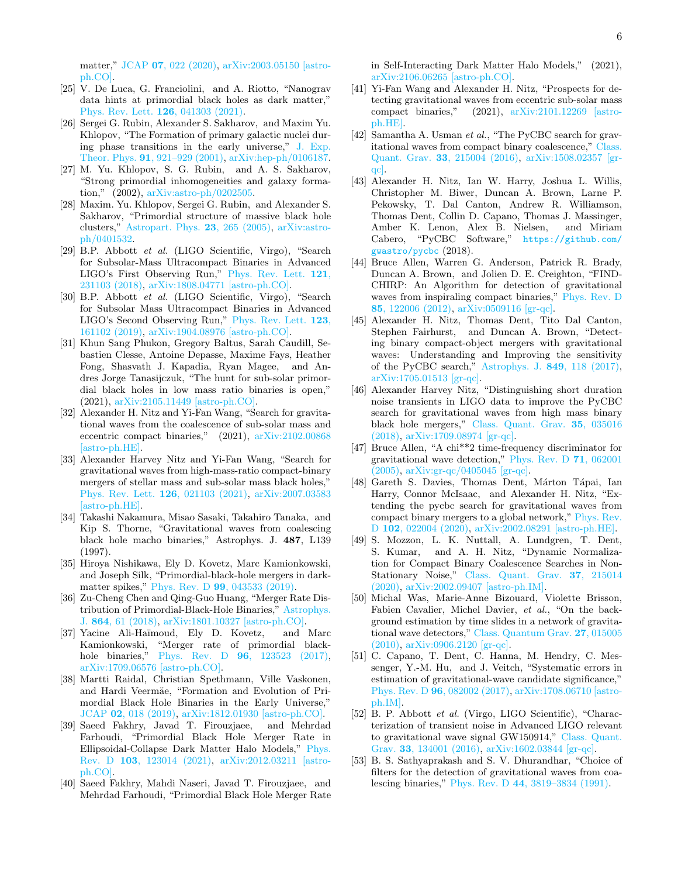matter," JCAP **07**, 022 (2020), arXiv:2003.05150 [astro-ph.CO].

[25] V. De Luca, G. Franciolini, and A. Riotto, "Nanograv data hints at primordial black holes as dark matter," Phys. Rev. Lett. **126**, 041303 (2021).

[26] Sergei G. Rubin, Alexander S. Sakharov, and Maxim Yu. Khlopov, "The Formation of primary galactic nuclei during phase transitions in the early universe," J. Exp. Theor. Phys. **91**, 921–929 (2001), arXiv:hep-ph/0106187.

[27] M. Yu. Khlopov, S. G. Rubin, and A. S. Sakharov, "Strong primordial inhomogeneities and galaxy formation," (2002), arXiv:astro-ph/0202505.

[28] Maxim. Yu. Khlopov, Sergei G. Rubin, and Alexander S. Sakharov, "Primordial structure of massive black hole clusters," Astropart. Phys. **23**, 265 (2005), arXiv:astro-ph/0401532.

[29] B.P. Abbott *et al.* (LIGO Scientific, Virgo), "Search for Subsolar-Mass Ultracompact Binaries in Advanced LIGO's First Observing Run," Phys. Rev. Lett. **121**, 231103 (2018), arXiv:1808.04771 [astro-ph.CO].

[30] B.P. Abbott *et al.* (LIGO Scientific, Virgo), "Search for Subsolar Mass Ultracompact Binaries in Advanced LIGO's Second Observing Run," Phys. Rev. Lett. **123**, 161102 (2019), arXiv:1904.08976 [astro-ph.CO].

[31] Khun Sang Phukon, Gregory Baltus, Sarah Caudill, Sebastien Clesse, Antoine Depasse, Maxime Fays, Heather Fong, Shasvath J. Kapadia, Ryan Magee, and Andres Jorge Tanasijczuk, "The hunt for sub-solar primordial black holes in low mass ratio binaries is open," (2021), arXiv:2105.11449 [astro-ph.CO].

[32] Alexander H. Nitz and Yi-Fan Wang, "Search for gravitational waves from the coalescence of sub-solar mass and eccentric compact binaries," (2021), arXiv:2102.00868 [astro-ph.HE].

[33] Alexander Harvey Nitz and Yi-Fan Wang, "Search for gravitational waves from high-mass-ratio compact-binary mergers of stellar mass and sub-solar mass black holes," Phys. Rev. Lett. **126**, 021103 (2021), arXiv:2007.03583 [astro-ph.HE].

[34] Takashi Nakamura, Misao Sasaki, Takahiro Tanaka, and Kip S. Thorne, "Gravitational waves from coalescing black hole macho binaries," Astrophys. J. **487**, L139 (1997).

[35] Hiroya Nishikawa, Ely D. Kovetz, Marc Kamionkowski, and Joseph Silk, "Primordial-black-hole mergers in dark-matter spikes," Phys. Rev. D **99**, 043533 (2019).

[36] Zu-Cheng Chen and Qing-Guo Huang, "Merger Rate Distribution of Primordial-Black-Hole Binaries," Astrophys. J. **864**, 61 (2018), arXiv:1801.10327 [astro-ph.CO].

[37] Yacine Ali-Haïmoud, Ely D. Kovetz, and Marc Kamionkowski, "Merger rate of primordial black-hole binaries," Phys. Rev. D **96**, 123523 (2017), arXiv:1709.06576 [astro-ph.CO].

[38] Martti Raidal, Christian Spethmann, Ville Vaskonen, and Hardi Veermäe, "Formation and Evolution of Primordial Black Hole Binaries in the Early Universe," JCAP **02**, 018 (2019), arXiv:1812.01930 [astro-ph.CO].

[39] Saeed Fakhry, Javad T. Firouzjaee, and Mehrdad Farhoudi, "Primordial Black Hole Merger Rate in Ellipsoidal-Collapse Dark Matter Halo Models," Phys. Rev. D **103**, 123014 (2021), arXiv:2012.03211 [astro-ph.CO].

[40] Saeed Fakhry, Mahdi Naseri, Javad T. Firouzjaee, and Mehrdad Farhoudi, "Primordial Black Hole Merger Rate in Self-Interacting Dark Matter Halo Models," (2021), arXiv:2106.06265 [astro-ph.CO].

[41] Yi-Fan Wang and Alexander H. Nitz, "Prospects for detecting gravitational waves from eccentric sub-solar mass compact binaries," (2021), arXiv:2101.12269 [astro-ph.HE].

[42] Samantha A. Usman *et al.*, "The PyCBC search for gravitational waves from compact binary coalescence," Class. Quant. Grav. **33**, 215004 (2016), arXiv:1508.02357 [gr-qc].

[43] Alexander H. Nitz, Ian W. Harry, Joshua L. Willis, Christopher M. Biwer, Duncan A. Brown, Larne P. Pekowsky, T. Dal Canton, Andrew R. Williamson, Thomas Dent, Collin D. Capano, Thomas J. Massinger, Amber K. Lenon, Alex B. Nielsen, and Miriam Cabero, "PyCBC Software," `https://github.com/gwastro/pycbc` (2018).

[44] Bruce Allen, Warren G. Anderson, Patrick R. Brady, Duncan A. Brown, and Jolien D. E. Creighton, "FINDCHIRP: An Algorithm for detection of gravitational waves from inspiraling compact binaries," Phys. Rev. D **85**, 122006 (2012), arXiv:0509116 [gr-qc].

[45] Alexander H. Nitz, Thomas Dent, Tito Dal Canton, Stephen Fairhurst, and Duncan A. Brown, "Detecting binary compact-object mergers with gravitational waves: Understanding and Improving the sensitivity of the PyCBC search," Astrophys. J. **849**, 118 (2017), arXiv:1705.01513 [gr-qc].

[46] Alexander Harvey Nitz, "Distinguishing short duration noise transients in LIGO data to improve the PyCBC search for gravitational waves from high mass binary black hole mergers," Class. Quant. Grav. **35**, 035016 (2018), arXiv:1709.08974 [gr-qc].

[47] Bruce Allen, "A chi**2 time-frequency discriminator for gravitational wave detection," Phys. Rev. D **71**, 062001 (2005), arXiv:gr-qc/0405045 [gr-qc].

[48] Gareth S. Davies, Thomas Dent, Márton Tápai, Ian Harry, Connor McIsaac, and Alexander H. Nitz, "Extending the pycbc search for gravitational waves from compact binary mergers to a global network," Phys. Rev. D **102**, 022004 (2020), arXiv:2002.08291 [astro-ph.HE].

[49] S. Mozzon, L. K. Nuttall, A. Lundgren, T. Dent, S. Kumar, and A. H. Nitz, "Dynamic Normalization for Compact Binary Coalescence Searches in Non-Stationary Noise," Class. Quant. Grav. **37**, 215014 (2020), arXiv:2002.09407 [astro-ph.IM].

[50] Michal Was, Marie-Anne Bizouard, Violette Brisson, Fabien Cavalier, Michel Davier, *et al.*, "On the background estimation by time slides in a network of gravitational wave detectors," Class. Quantum Grav. **27**, 015005 (2010), arXiv:0906.2120 [gr-qc].

[51] C. Capano, T. Dent, C. Hanna, M. Hendry, C. Messenger, Y.-M. Hu, and J. Veitch, "Systematic errors in estimation of gravitational-wave candidate significance," Phys. Rev. D **96**, 082002 (2017), arXiv:1708.06710 [astro-ph.IM].

[52] B. P. Abbott *et al.* (Virgo, LIGO Scientific), "Characterization of transient noise in Advanced LIGO relevant to gravitational wave signal GW150914," Class. Quant. Grav. **33**, 134001 (2016), arXiv:1602.03844 [gr-qc].

[53] B. S. Sathyaprakash and S. V. Dhurandhar, "Choice of filters for the detection of gravitational waves from coalescing binaries," Phys. Rev. D **44**, 3819–3834 (1991).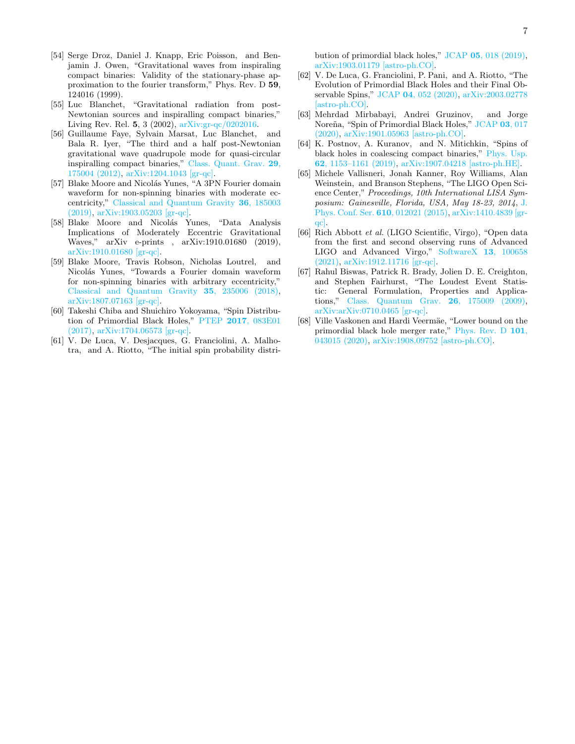[54] Serge Droz, Daniel J. Knapp, Eric Poisson, and Benjamin J. Owen, "Gravitational waves from inspiraling compact binaries: Validity of the stationary-phase approximation to the fourier transform," Phys. Rev. D **59**, 124016 (1999).

[55] Luc Blanchet, "Gravitational radiation from post-Newtonian sources and inspiralling compact binaries," Living Rev. Rel. **5**, 3 (2002), arXiv:gr-qc/0202016.

[56] Guillaume Faye, Sylvain Marsat, Luc Blanchet, and Bala R. Iyer, "The third and a half post-Newtonian gravitational wave quadrupole mode for quasi-circular inspiralling compact binaries," Class. Quant. Grav. **29**, 175004 (2012), arXiv:1204.1043 [gr-qc].

[57] Blake Moore and Nicolás Yunes, "A 3PN Fourier domain waveform for non-spinning binaries with moderate eccentricity," Classical and Quantum Gravity **36**, 185003 (2019), arXiv:1903.05203 [gr-qc].

[58] Blake Moore and Nicolás Yunes, "Data Analysis Implications of Moderately Eccentric Gravitational Waves," arXiv e-prints , arXiv:1910.01680 (2019), arXiv:1910.01680 [gr-qc].

[59] Blake Moore, Travis Robson, Nicholas Loutrel, and Nicolás Yunes, "Towards a Fourier domain waveform for non-spinning binaries with arbitrary eccentricity," Classical and Quantum Gravity **35**, 235006 (2018), arXiv:1807.07163 [gr-qc].

[60] Takeshi Chiba and Shuichiro Yokoyama, "Spin Distribution of Primordial Black Holes," PTEP **2017**, 083E01 (2017), arXiv:1704.06573 [gr-qc].

[61] V. De Luca, V. Desjacques, G. Franciolini, A. Malhotra, and A. Riotto, "The initial spin probability distribution of primordial black holes," JCAP **05**, 018 (2019), arXiv:1903.01179 [astro-ph.CO].

[62] V. De Luca, G. Franciolini, P. Pani, and A. Riotto, "The Evolution of Primordial Black Holes and their Final Observable Spins," JCAP **04**, 052 (2020), arXiv:2003.02778 [astro-ph.CO].

[63] Mehrdad Mirbabayi, Andrei Gruzinov, and Jorge Noreña, "Spin of Primordial Black Holes," JCAP **03**, 017 (2020), arXiv:1901.05963 [astro-ph.CO].

[64] K. Postnov, A. Kuranov, and N. Mitichkin, "Spins of black holes in coalescing compact binaries," Phys. Usp. **62**, 1153–1161 (2019), arXiv:1907.04218 [astro-ph.HE].

[65] Michele Vallisneri, Jonah Kanner, Roy Williams, Alan Weinstein, and Branson Stephens, "The LIGO Open Science Center," *Proceedings, 10th International LISA Symposium: Gainesville, Florida, USA, May 18-23, 2014*, J. Phys. Conf. Ser. **610**, 012021 (2015), arXiv:1410.4839 [gr-qc].

[66] Rich Abbott *et al.* (LIGO Scientific, Virgo), "Open data from the first and second observing runs of Advanced LIGO and Advanced Virgo," SoftwareX **13**, 100658 (2021), arXiv:1912.11716 [gr-qc].

[67] Rahul Biswas, Patrick R. Brady, Jolien D. E. Creighton, and Stephen Fairhurst, "The Loudest Event Statistic: General Formulation, Properties and Applications," Class. Quantum Grav. **26**, 175009 (2009), arXiv:arXiv:0710.0465 [gr-qc].

[68] Ville Vaskonen and Hardi Veermäe, "Lower bound on the primordial black hole merger rate," Phys. Rev. D **101**, 043015 (2020), arXiv:1908.09752 [astro-ph.CO].